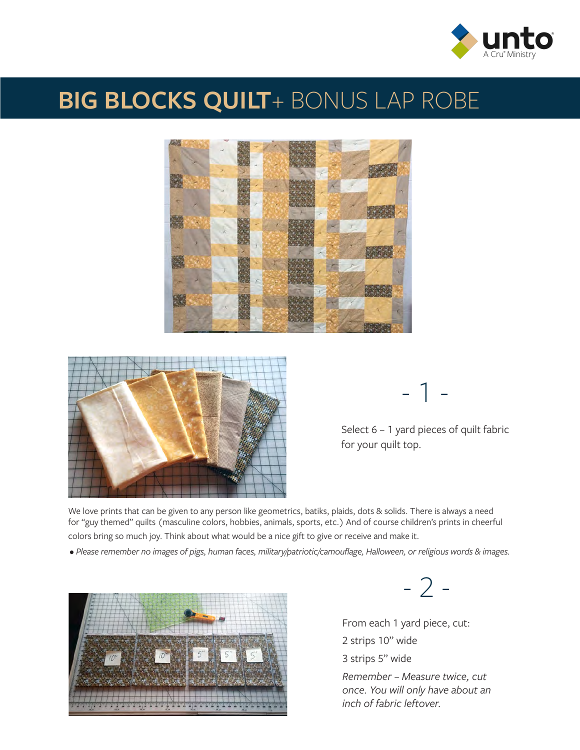# BIG BLOCKS QUILT+ BONUS LAP ROBE

## - 1 -

Select 6 – 1 yard pieces of quilt fabric for your quilt top.

We love prints that can be given to any person like geometrics, batiks, plaids, dots & solids. There is always a need for “guy themed” quilts (masculine colors, hobbies, animals, sports, etc.) And of course children’s prints in cheerful colors bring so much joy. Think about what would be a nice gift to give or receive and make it.

- *Please remember no images of pigs, human faces, military/patriotic/camouflage, Halloween, or religious words & images.*

## - 2 -

From each 1 yard piece, cut:

2 strips 10” wide

3 strips 5” wide

*Remember – Measure twice, cut once. You will only have about an inch of fabric leftover.*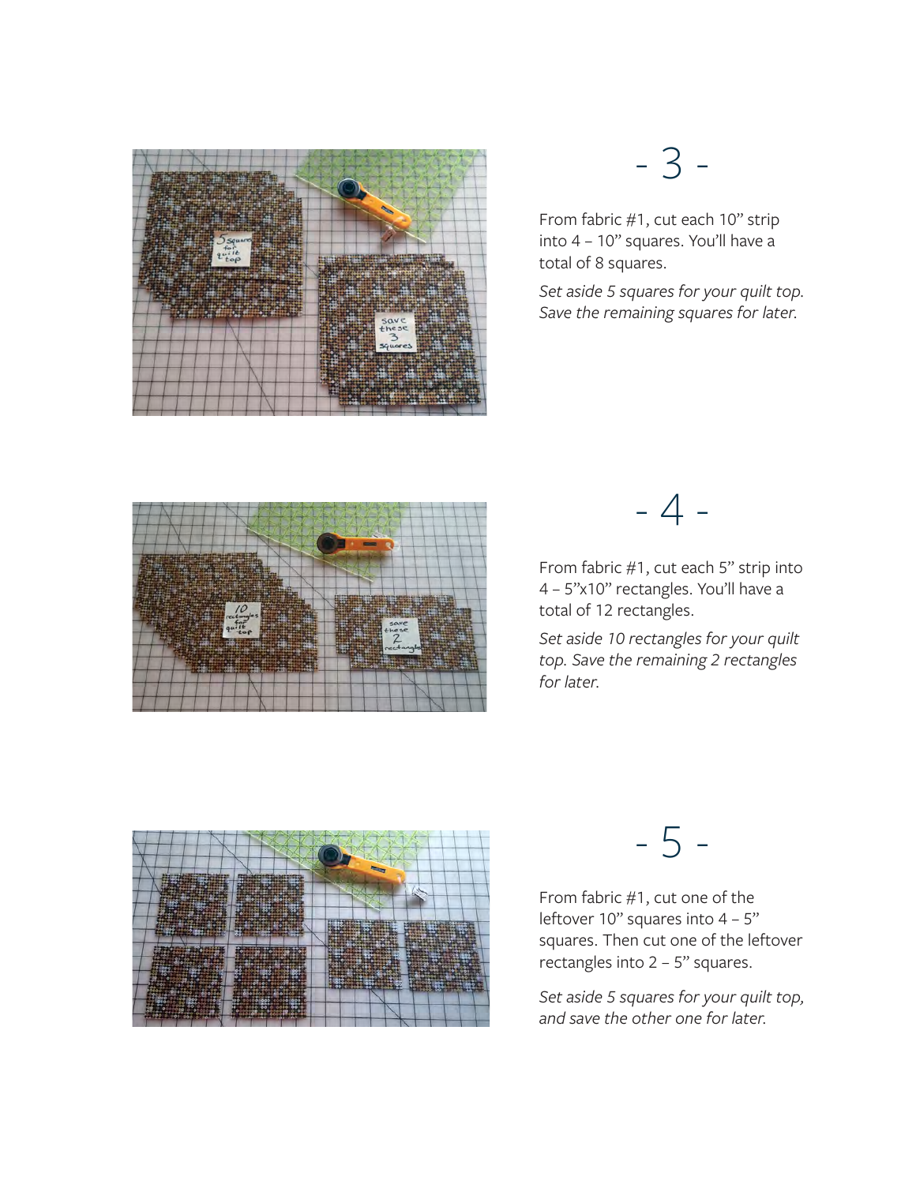## - 3 -

From fabric #1, cut each 10” strip into 4 – 10” squares. You’ll have a total of 8 squares.

*Set aside 5 squares for your quilt top. Save the remaining squares for later.*

## - 4 -

From fabric #1, cut each 5” strip into 4 – 5”x10” rectangles. You’ll have a total of 12 rectangles.

*Set aside 10 rectangles for your quilt top. Save the remaining 2 rectangles for later.*

## - 5 -

From fabric #1, cut one of the leftover 10” squares into 4 – 5” squares. Then cut one of the leftover rectangles into 2 – 5” squares.

*Set aside 5 squares for your quilt top, and save the other one for later.*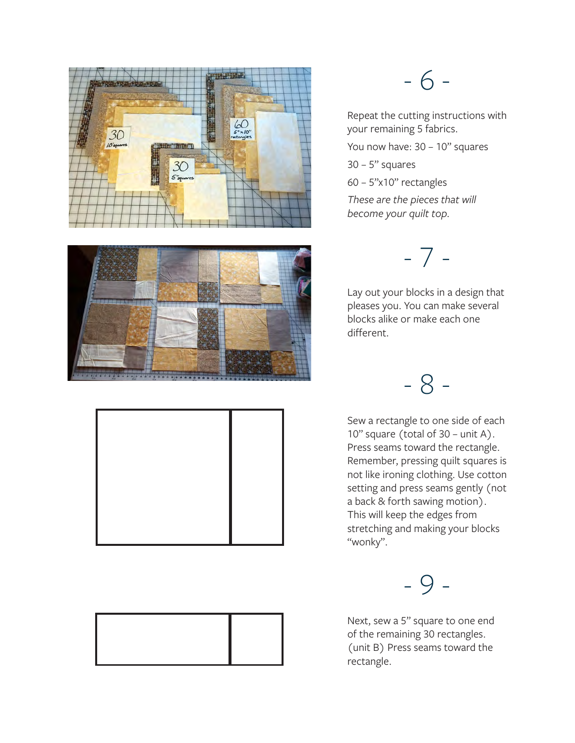## - 6 -

Repeat the cutting instructions with your remaining 5 fabrics.

You now have: 30 – 10" squares

30 – 5" squares

60 – 5"x10" rectangles

*These are the pieces that will become your quilt top.*

## - 7 -

Lay out your blocks in a design that pleases you. You can make several blocks alike or make each one different.

## - 8 -

Sew a rectangle to one side of each 10" square (total of 30 – unit A). Press seams toward the rectangle. Remember, pressing quilt squares is not like ironing clothing. Use cotton setting and press seams gently (not a back & forth sawing motion). This will keep the edges from stretching and making your blocks "wonky".

## - 9 -

Next, sew a 5" square to one end of the remaining 30 rectangles. (unit B) Press seams toward the rectangle.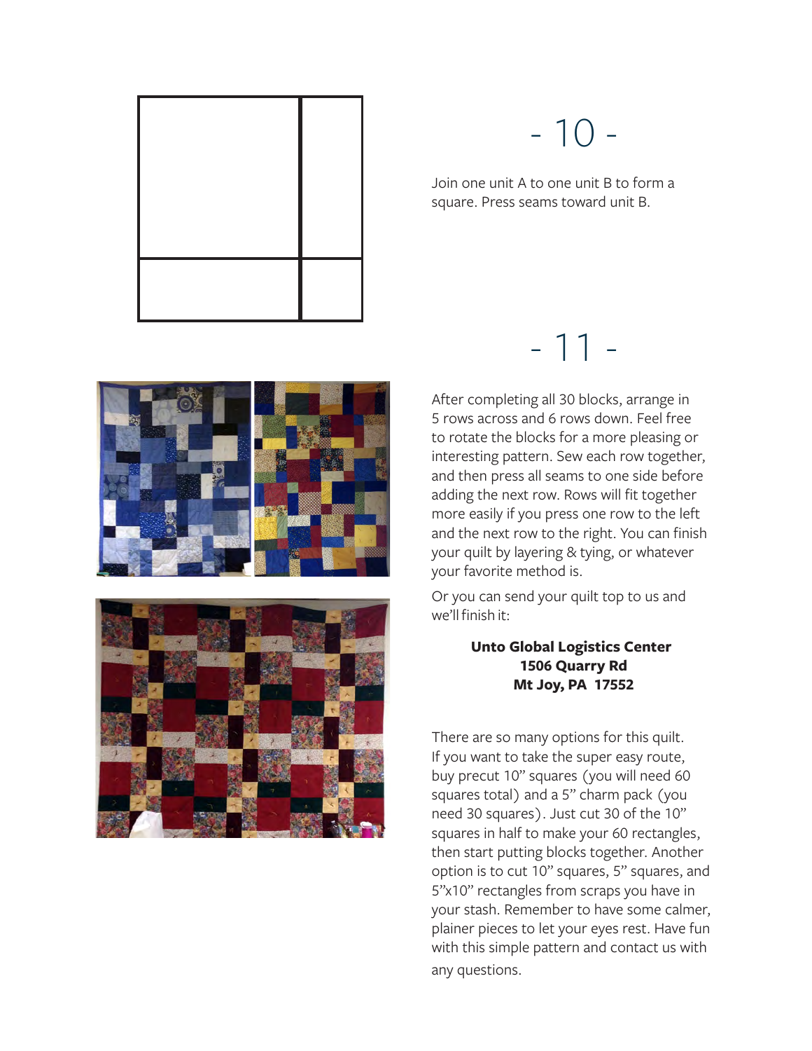## - 10 -

Join one unit A to one unit B to form a square. Press seams toward unit B.

## - 11 -

After completing all 30 blocks, arrange in 5 rows across and 6 rows down. Feel free to rotate the blocks for a more pleasing or interesting pattern. Sew each row together, and then press all seams to one side before adding the next row. Rows will fit together more easily if you press one row to the left and the next row to the right. You can finish your quilt by layering & tying, or whatever your favorite method is.

Or you can send your quilt top to us and we'll finish it:

**Unto Global Logistics Center**
**1506 Quarry Rd**
**Mt Joy, PA 17552**

There are so many options for this quilt. If you want to take the super easy route, buy precut 10" squares (you will need 60 squares total) and a 5" charm pack (you need 30 squares). Just cut 30 of the 10" squares in half to make your 60 rectangles, then start putting blocks together. Another option is to cut 10" squares, 5" squares, and 5"x10" rectangles from scraps you have in your stash. Remember to have some calmer, plainer pieces to let your eyes rest. Have fun with this simple pattern and contact us with any questions.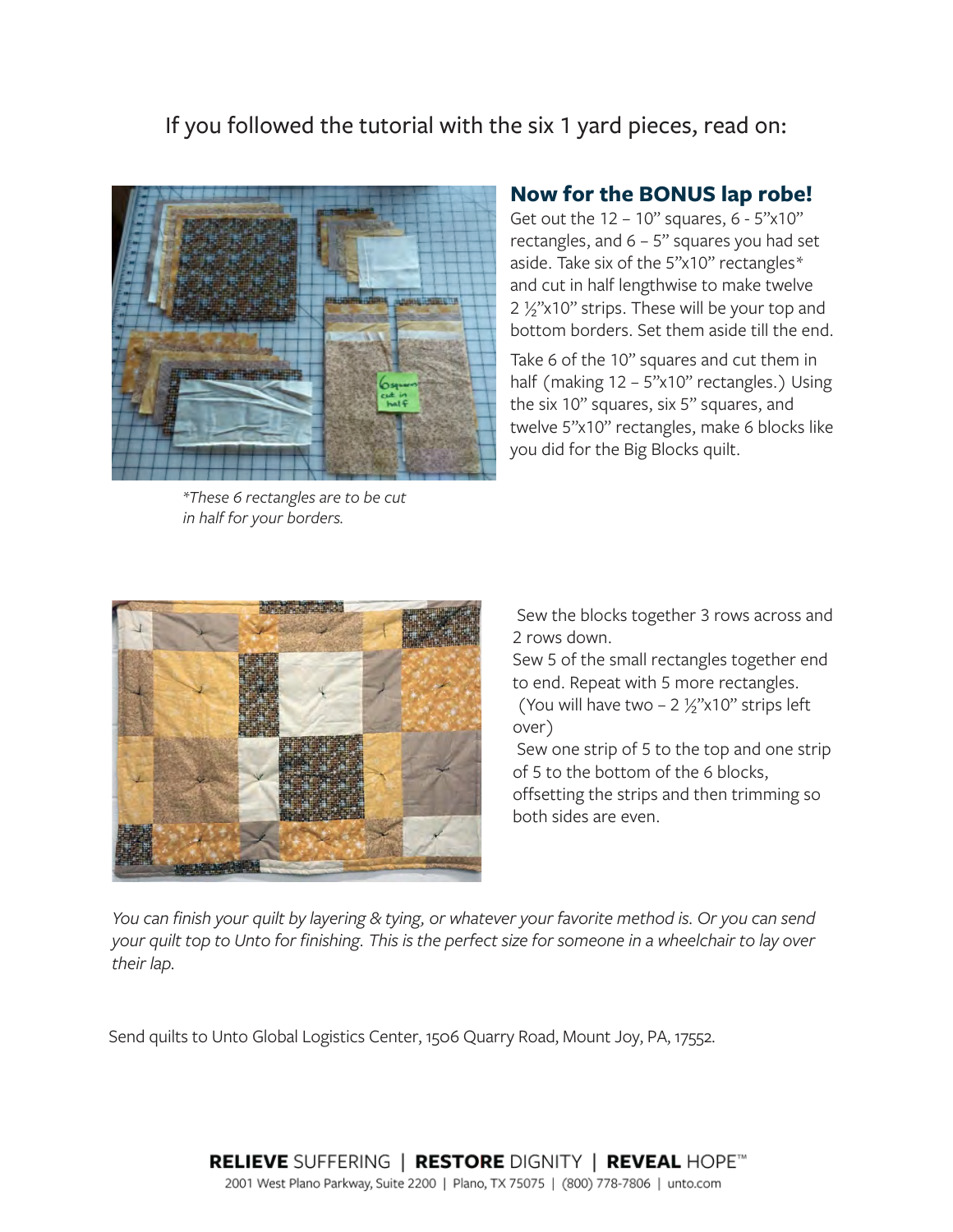If you followed the tutorial with the six 1 yard pieces, read on:

*These 6 rectangles are to be cut in half for your borders.

## Now for the BONUS lap robe!

Get out the 12 – 10" squares, 6 - 5"x10" rectangles, and 6 – 5" squares you had set aside. Take six of the 5"x10" rectangles* and cut in half lengthwise to make twelve 2 ½"x10" strips. These will be your top and bottom borders. Set them aside till the end.

Take 6 of the 10" squares and cut them in half (making 12 – 5"x10" rectangles.) Using the six 10" squares, six 5" squares, and twelve 5"x10" rectangles, make 6 blocks like you did for the Big Blocks quilt.

Sew the blocks together 3 rows across and 2 rows down.

Sew 5 of the small rectangles together end to end. Repeat with 5 more rectangles. (You will have two – 2 ½"x10" strips left over)

Sew one strip of 5 to the top and one strip of 5 to the bottom of the 6 blocks, offsetting the strips and then trimming so both sides are even.

*You can finish your quilt by layering & tying, or whatever your favorite method is. Or you can send your quilt top to Unto for finishing. This is the perfect size for someone in a wheelchair to lay over their lap.*

Send quilts to Unto Global Logistics Center, 1506 Quarry Road, Mount Joy, PA, 17552.

**RELIEVE** SUFFERING | **RESTORE** DIGNITY | **REVEAL** HOPE™

2001 West Plano Parkway, Suite 2200 | Plano, TX 75075 | (800) 778-7806 | unto.com